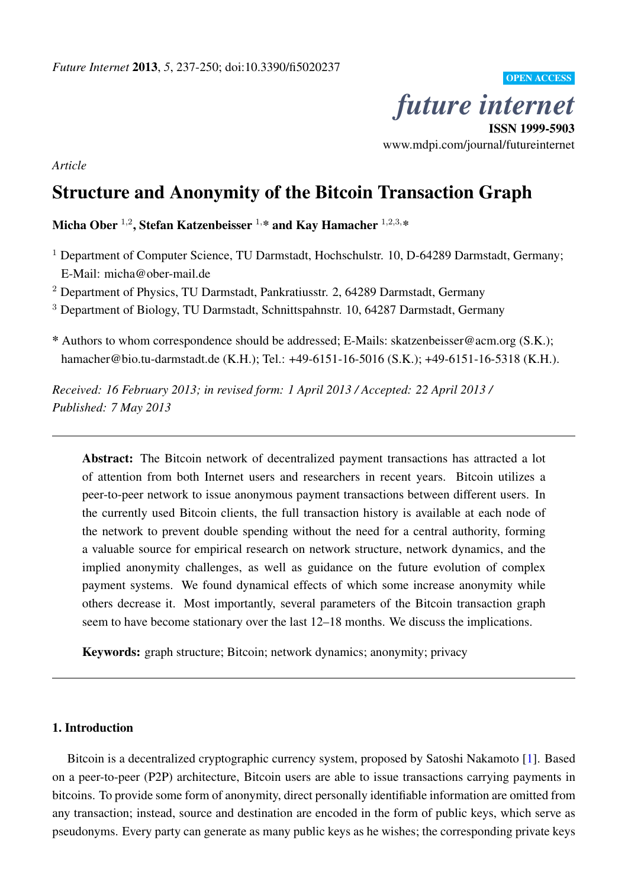*Future Internet* **2013**, *5*, 237-250; doi:10.3390/fi5020237

OPEN ACCESS

*future internet*

**ISSN 1999-5903**

www.mdpi.com/journal/futureinternet

*Article*

# Structure and Anonymity of the Bitcoin Transaction Graph

**Micha Ober [1,2], Stefan Katzenbeisser [1,*] and Kay Hamacher [1,2,3,*]**

[1] Department of Computer Science, TU Darmstadt, Hochschulstr. 10, D-64289 Darmstadt, Germany; E-Mail: micha@ober-mail.de

[2] Department of Physics, TU Darmstadt, Pankratiusstr. 2, 64289 Darmstadt, Germany

[3] Department of Biology, TU Darmstadt, Schnittspahnstr. 10, 64287 Darmstadt, Germany

\* Authors to whom correspondence should be addressed; E-Mails: skatzenbeisser@acm.org (S.K.); hamacher@bio.tu-darmstadt.de (K.H.); Tel.: +49-6151-16-5016 (S.K.); +49-6151-16-5318 (K.H.).

*Received: 16 February 2013; in revised form: 1 April 2013 / Accepted: 22 April 2013 / Published: 7 May 2013*

---

**Abstract:** The Bitcoin network of decentralized payment transactions has attracted a lot of attention from both Internet users and researchers in recent years. Bitcoin utilizes a peer-to-peer network to issue anonymous payment transactions between different users. In the currently used Bitcoin clients, the full transaction history is available at each node of the network to prevent double spending without the need for a central authority, forming a valuable source for empirical research on network structure, network dynamics, and the implied anonymity challenges, as well as guidance on the future evolution of complex payment systems. We found dynamical effects of which some increase anonymity while others decrease it. Most importantly, several parameters of the Bitcoin transaction graph seem to have become stationary over the last 12–18 months. We discuss the implications.

**Keywords:** graph structure; Bitcoin; network dynamics; anonymity; privacy

---

## 1. Introduction

Bitcoin is a decentralized cryptographic currency system, proposed by Satoshi Nakamoto [1]. Based on a peer-to-peer (P2P) architecture, Bitcoin users are able to issue transactions carrying payments in bitcoins. To provide some form of anonymity, direct personally identifiable information are omitted from any transaction; instead, source and destination are encoded in the form of public keys, which serve as pseudonyms. Every party can generate as many public keys as he wishes; the corresponding private keys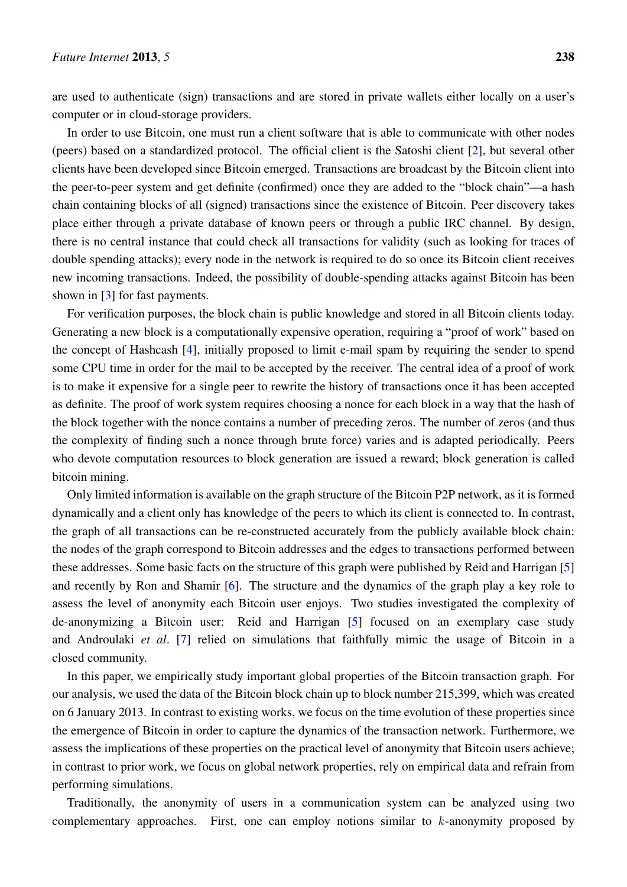are used to authenticate (sign) transactions and are stored in private wallets either locally on a user's computer or in cloud-storage providers.

In order to use Bitcoin, one must run a client software that is able to communicate with other nodes (peers) based on a standardized protocol. The official client is the Satoshi client [2], but several other clients have been developed since Bitcoin emerged. Transactions are broadcast by the Bitcoin client into the peer-to-peer system and get definite (confirmed) once they are added to the "block chain"—a hash chain containing blocks of all (signed) transactions since the existence of Bitcoin. Peer discovery takes place either through a private database of known peers or through a public IRC channel. By design, there is no central instance that could check all transactions for validity (such as looking for traces of double spending attacks); every node in the network is required to do so once its Bitcoin client receives new incoming transactions. Indeed, the possibility of double-spending attacks against Bitcoin has been shown in [3] for fast payments.

For verification purposes, the block chain is public knowledge and stored in all Bitcoin clients today. Generating a new block is a computationally expensive operation, requiring a "proof of work" based on the concept of Hashcash [4], initially proposed to limit e-mail spam by requiring the sender to spend some CPU time in order for the mail to be accepted by the receiver. The central idea of a proof of work is to make it expensive for a single peer to rewrite the history of transactions once it has been accepted as definite. The proof of work system requires choosing a nonce for each block in a way that the hash of the block together with the nonce contains a number of preceding zeros. The number of zeros (and thus the complexity of finding such a nonce through brute force) varies and is adapted periodically. Peers who devote computation resources to block generation are issued a reward; block generation is called bitcoin mining.

Only limited information is available on the graph structure of the Bitcoin P2P network, as it is formed dynamically and a client only has knowledge of the peers to which its client is connected to. In contrast, the graph of all transactions can be re-constructed accurately from the publicly available block chain: the nodes of the graph correspond to Bitcoin addresses and the edges to transactions performed between these addresses. Some basic facts on the structure of this graph were published by Reid and Harrigan [5] and recently by Ron and Shamir [6]. The structure and the dynamics of the graph play a key role to assess the level of anonymity each Bitcoin user enjoys. Two studies investigated the complexity of de-anonymizing a Bitcoin user: Reid and Harrigan [5] focused on an exemplary case study and Androulaki *et al*. [7] relied on simulations that faithfully mimic the usage of Bitcoin in a closed community.

In this paper, we empirically study important global properties of the Bitcoin transaction graph. For our analysis, we used the data of the Bitcoin block chain up to block number 215,399, which was created on 6 January 2013. In contrast to existing works, we focus on the time evolution of these properties since the emergence of Bitcoin in order to capture the dynamics of the transaction network. Furthermore, we assess the implications of these properties on the practical level of anonymity that Bitcoin users achieve; in contrast to prior work, we focus on global network properties, rely on empirical data and refrain from performing simulations.

Traditionally, the anonymity of users in a communication system can be analyzed using two complementary approaches. First, one can employ notions similar to $k$-anonymity proposed by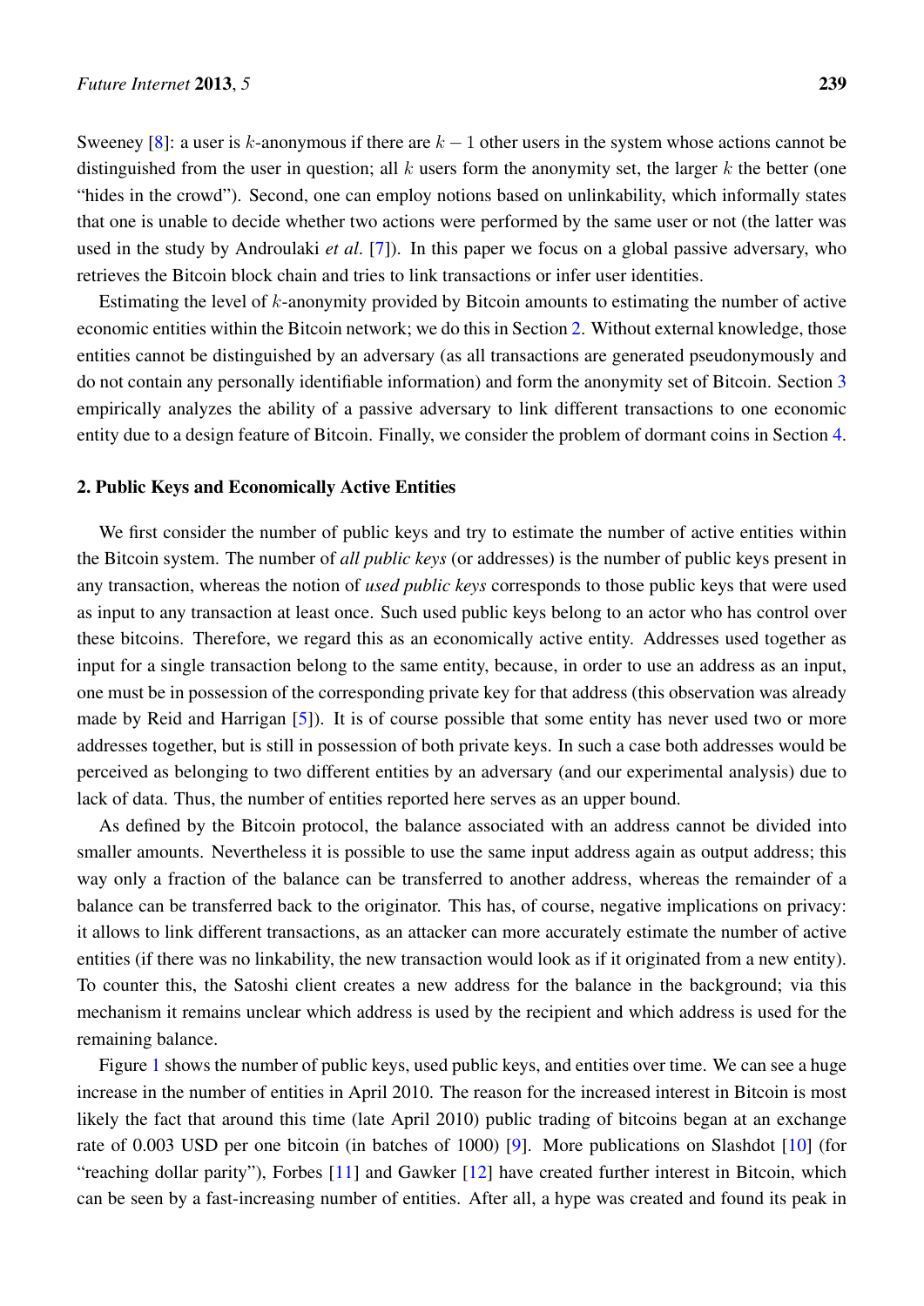Sweeney [8]: a user is $k$-anonymous if there are $k - 1$ other users in the system whose actions cannot be distinguished from the user in question; all $k$ users form the anonymity set, the larger $k$ the better (one "hides in the crowd"). Second, one can employ notions based on unlinkability, which informally states that one is unable to decide whether two actions were performed by the same user or not (the latter was used in the study by Androulaki *et al*. [7]). In this paper we focus on a global passive adversary, who retrieves the Bitcoin block chain and tries to link transactions or infer user identities.

Estimating the level of $k$-anonymity provided by Bitcoin amounts to estimating the number of active economic entities within the Bitcoin network; we do this in Section 2. Without external knowledge, those entities cannot be distinguished by an adversary (as all transactions are generated pseudonymously and do not contain any personally identifiable information) and form the anonymity set of Bitcoin. Section 3 empirically analyzes the ability of a passive adversary to link different transactions to one economic entity due to a design feature of Bitcoin. Finally, we consider the problem of dormant coins in Section 4.

## 2. Public Keys and Economically Active Entities

We first consider the number of public keys and try to estimate the number of active entities within the Bitcoin system. The number of *all public keys* (or addresses) is the number of public keys present in any transaction, whereas the notion of *used public keys* corresponds to those public keys that were used as input to any transaction at least once. Such used public keys belong to an actor who has control over these bitcoins. Therefore, we regard this as an economically active entity. Addresses used together as input for a single transaction belong to the same entity, because, in order to use an address as an input, one must be in possession of the corresponding private key for that address (this observation was already made by Reid and Harrigan [5]). It is of course possible that some entity has never used two or more addresses together, but is still in possession of both private keys. In such a case both addresses would be perceived as belonging to two different entities by an adversary (and our experimental analysis) due to lack of data. Thus, the number of entities reported here serves as an upper bound.

As defined by the Bitcoin protocol, the balance associated with an address cannot be divided into smaller amounts. Nevertheless it is possible to use the same input address again as output address; this way only a fraction of the balance can be transferred to another address, whereas the remainder of a balance can be transferred back to the originator. This has, of course, negative implications on privacy: it allows to link different transactions, as an attacker can more accurately estimate the number of active entities (if there was no linkability, the new transaction would look as if it originated from a new entity). To counter this, the Satoshi client creates a new address for the balance in the background; via this mechanism it remains unclear which address is used by the recipient and which address is used for the remaining balance.

Figure 1 shows the number of public keys, used public keys, and entities over time. We can see a huge increase in the number of entities in April 2010. The reason for the increased interest in Bitcoin is most likely the fact that around this time (late April 2010) public trading of bitcoins began at an exchange rate of 0.003 USD per one bitcoin (in batches of 1000) [9]. More publications on Slashdot [10] (for "reaching dollar parity"), Forbes [11] and Gawker [12] have created further interest in Bitcoin, which can be seen by a fast-increasing number of entities. After all, a hype was created and found its peak in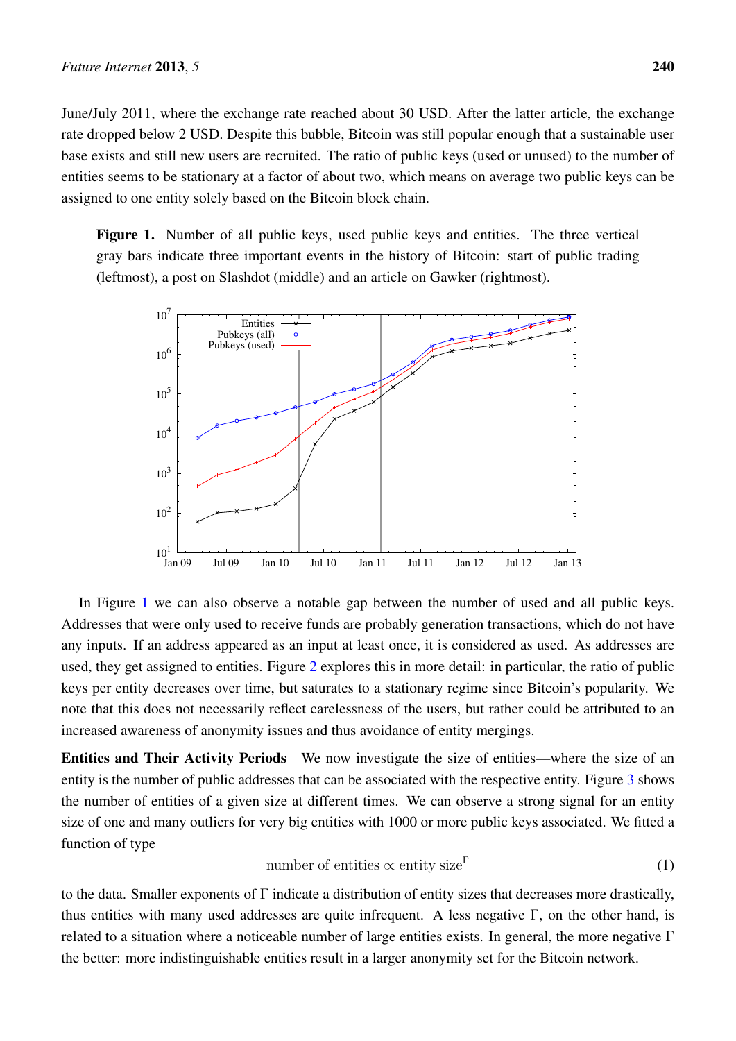June/July 2011, where the exchange rate reached about 30 USD. After the latter article, the exchange rate dropped below 2 USD. Despite this bubble, Bitcoin was still popular enough that a sustainable user base exists and still new users are recruited. The ratio of public keys (used or unused) to the number of entities seems to be stationary at a factor of about two, which means on average two public keys can be assigned to one entity solely based on the Bitcoin block chain.

**Figure 1.** Number of all public keys, used public keys and entities. The three vertical gray bars indicate three important events in the history of Bitcoin: start of public trading (leftmost), a post on Slashdot (middle) and an article on Gawker (rightmost).

In Figure 1 we can also observe a notable gap between the number of used and all public keys. Addresses that were only used to receive funds are probably generation transactions, which do not have any inputs. If an address appeared as an input at least once, it is considered as used. As addresses are used, they get assigned to entities. Figure 2 explores this in more detail: in particular, the ratio of public keys per entity decreases over time, but saturates to a stationary regime since Bitcoin's popularity. We note that this does not necessarily reflect carelessness of the users, but rather could be attributed to an increased awareness of anonymity issues and thus avoidance of entity mergings.

**Entities and Their Activity Periods** We now investigate the size of entities—where the size of an entity is the number of public addresses that can be associated with the respective entity. Figure 3 shows the number of entities of a given size at different times. We can observe a strong signal for an entity size of one and many outliers for very big entities with 1000 or more public keys associated. We fitted a function of type

$$\text{number of entities} \propto \text{entity size}^{\Gamma} \tag{1}$$

to the data. Smaller exponents of $\Gamma$ indicate a distribution of entity sizes that decreases more drastically, thus entities with many used addresses are quite infrequent. A less negative $\Gamma$, on the other hand, is related to a situation where a noticeable number of large entities exists. In general, the more negative $\Gamma$ the better: more indistinguishable entities result in a larger anonymity set for the Bitcoin network.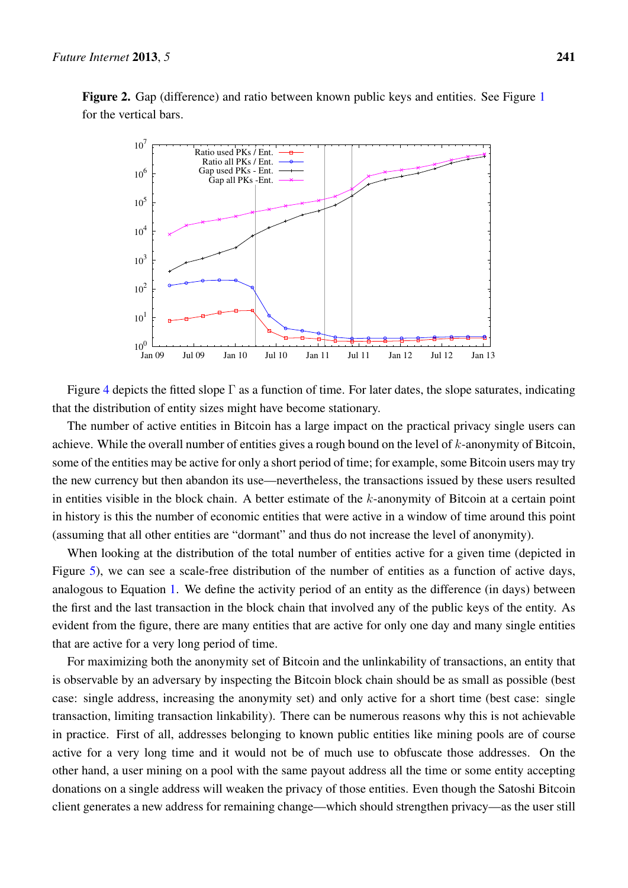**Figure 2.** Gap (difference) and ratio between known public keys and entities. See Figure 1 for the vertical bars.

Figure 4 depicts the fitted slope $\Gamma$ as a function of time. For later dates, the slope saturates, indicating that the distribution of entity sizes might have become stationary.

The number of active entities in Bitcoin has a large impact on the practical privacy single users can achieve. While the overall number of entities gives a rough bound on the level of $k$-anonymity of Bitcoin, some of the entities may be active for only a short period of time; for example, some Bitcoin users may try the new currency but then abandon its use—nevertheless, the transactions issued by these users resulted in entities visible in the block chain. A better estimate of the $k$-anonymity of Bitcoin at a certain point in history is this the number of economic entities that were active in a window of time around this point (assuming that all other entities are "dormant" and thus do not increase the level of anonymity).

When looking at the distribution of the total number of entities active for a given time (depicted in Figure 5), we can see a scale-free distribution of the number of entities as a function of active days, analogous to Equation 1. We define the activity period of an entity as the difference (in days) between the first and the last transaction in the block chain that involved any of the public keys of the entity. As evident from the figure, there are many entities that are active for only one day and many single entities that are active for a very long period of time.

For maximizing both the anonymity set of Bitcoin and the unlinkability of transactions, an entity that is observable by an adversary by inspecting the Bitcoin block chain should be as small as possible (best case: single address, increasing the anonymity set) and only active for a short time (best case: single transaction, limiting transaction linkability). There can be numerous reasons why this is not achievable in practice. First of all, addresses belonging to known public entities like mining pools are of course active for a very long time and it would not be of much use to obfuscate those addresses. On the other hand, a user mining on a pool with the same payout address all the time or some entity accepting donations on a single address will weaken the privacy of those entities. Even though the Satoshi Bitcoin client generates a new address for remaining change—which should strengthen privacy—as the user still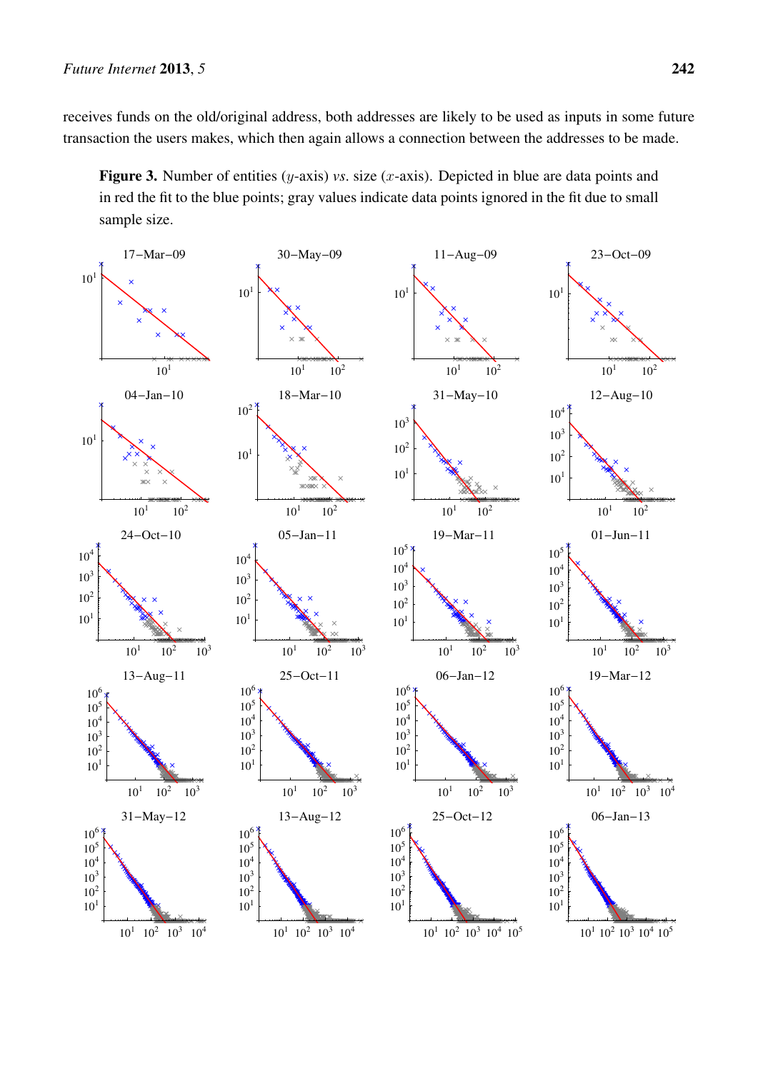receives funds on the old/original address, both addresses are likely to be used as inputs in some future transaction the users makes, which then again allows a connection between the addresses to be made.

**Figure 3.** Number of entities ($y$-axis) *vs.* size ($x$-axis). Depicted in blue are data points and in red the fit to the blue points; gray values indicate data points ignored in the fit due to small sample size.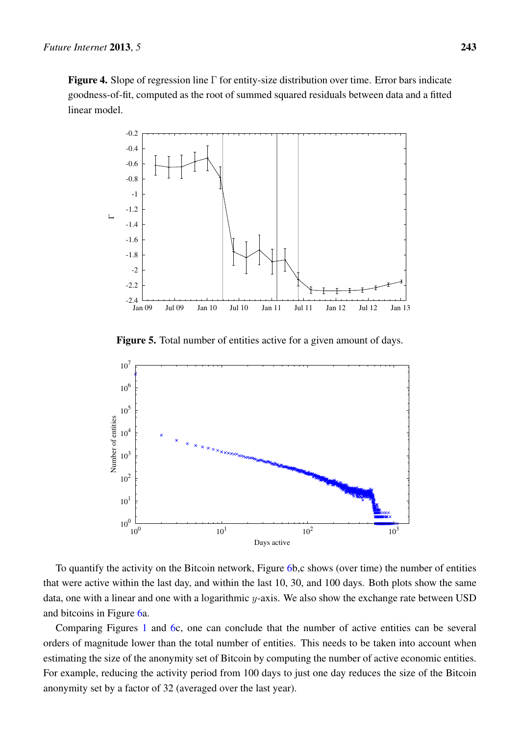**Figure 4.** Slope of regression line Γ for entity-size distribution over time. Error bars indicate goodness-of-fit, computed as the root of summed squared residuals between data and a fitted linear model.

**Figure 5.** Total number of entities active for a given amount of days.

To quantify the activity on the Bitcoin network, Figure 6b,c shows (over time) the number of entities that were active within the last day, and within the last 10, 30, and 100 days. Both plots show the same data, one with a linear and one with a logarithmic $y$-axis. We also show the exchange rate between USD and bitcoins in Figure 6a.

Comparing Figures 1 and 6c, one can conclude that the number of active entities can be several orders of magnitude lower than the total number of entities. This needs to be taken into account when estimating the size of the anonymity set of Bitcoin by computing the number of active economic entities. For example, reducing the activity period from 100 days to just one day reduces the size of the Bitcoin anonymity set by a factor of 32 (averaged over the last year).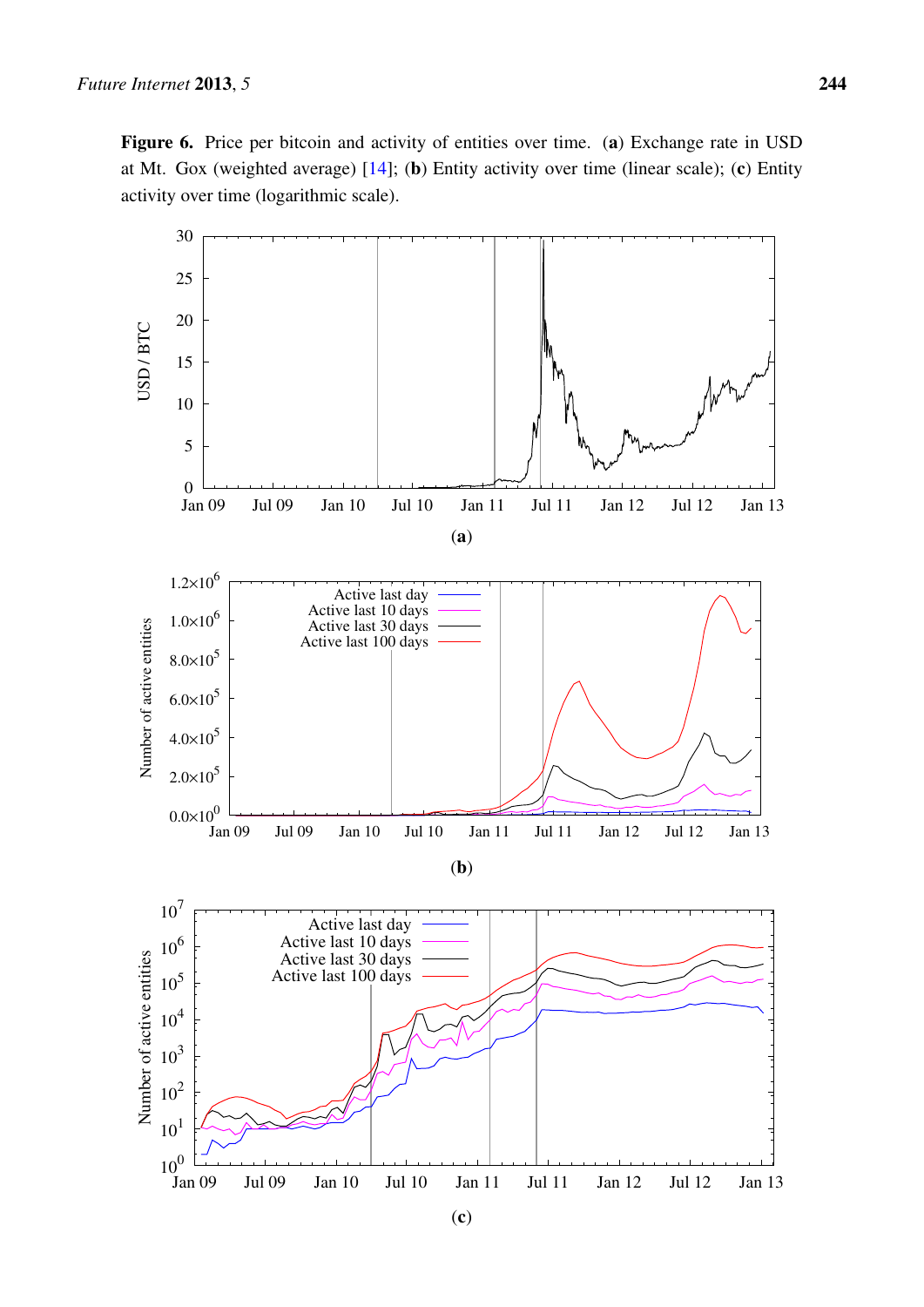**Figure 6.** Price per bitcoin and activity of entities over time. (**a**) Exchange rate in USD at Mt. Gox (weighted average) [14]; (**b**) Entity activity over time (linear scale); (**c**) Entity activity over time (logarithmic scale).

(**a**)

(**b**)

(**c**)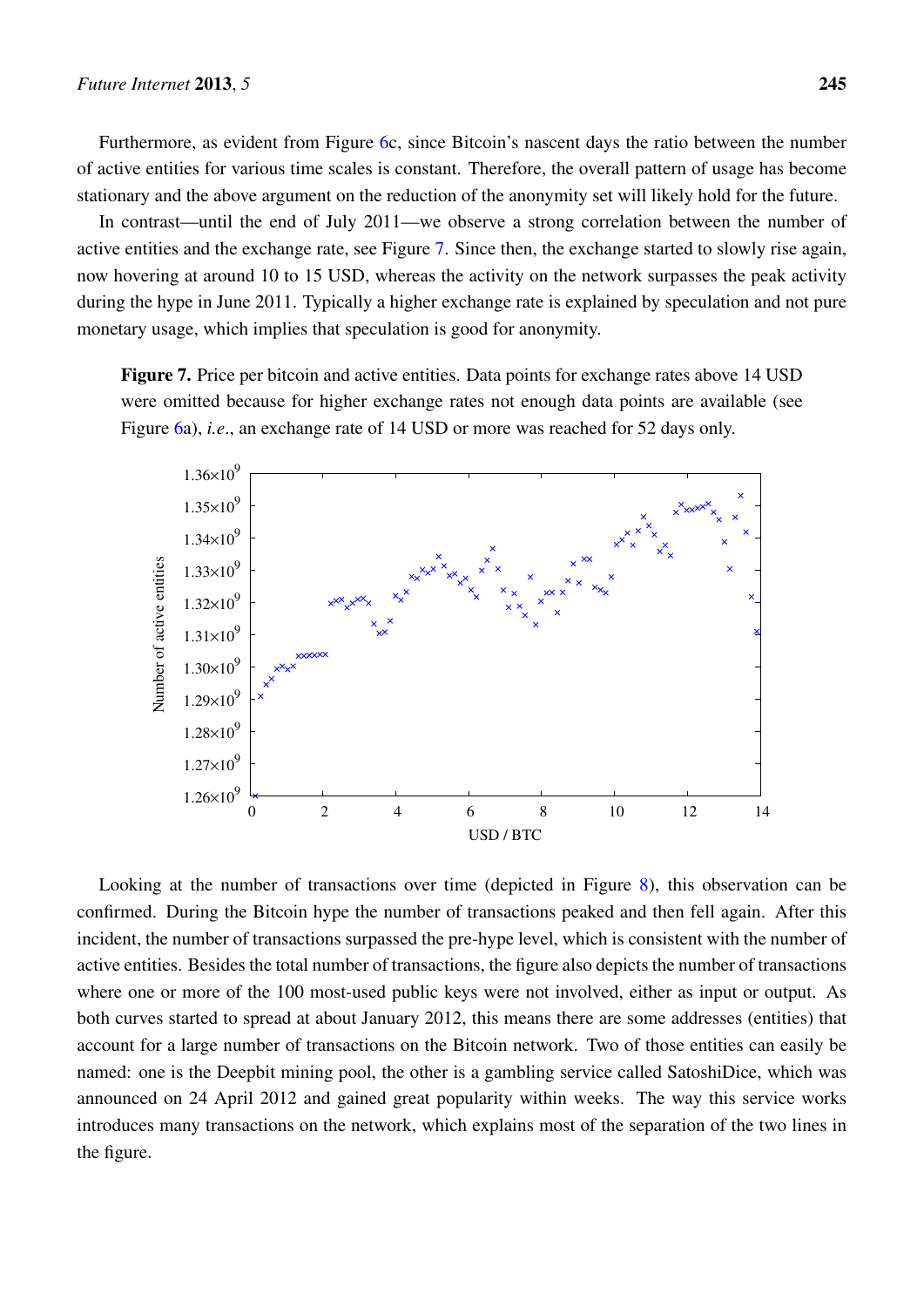Furthermore, as evident from Figure 6c, since Bitcoin's nascent days the ratio between the number of active entities for various time scales is constant. Therefore, the overall pattern of usage has become stationary and the above argument on the reduction of the anonymity set will likely hold for the future.

In contrast—until the end of July 2011—we observe a strong correlation between the number of active entities and the exchange rate, see Figure 7. Since then, the exchange started to slowly rise again, now hovering at around 10 to 15 USD, whereas the activity on the network surpasses the peak activity during the hype in June 2011. Typically a higher exchange rate is explained by speculation and not pure monetary usage, which implies that speculation is good for anonymity.

**Figure 7.** Price per bitcoin and active entities. Data points for exchange rates above 14 USD were omitted because for higher exchange rates not enough data points are available (see Figure 6a), *i.e.*, an exchange rate of 14 USD or more was reached for 52 days only.

Looking at the number of transactions over time (depicted in Figure 8), this observation can be confirmed. During the Bitcoin hype the number of transactions peaked and then fell again. After this incident, the number of transactions surpassed the pre-hype level, which is consistent with the number of active entities. Besides the total number of transactions, the figure also depicts the number of transactions where one or more of the 100 most-used public keys were not involved, either as input or output. As both curves started to spread at about January 2012, this means there are some addresses (entities) that account for a large number of transactions on the Bitcoin network. Two of those entities can easily be named: one is the Deepbit mining pool, the other is a gambling service called SatoshiDice, which was announced on 24 April 2012 and gained great popularity within weeks. The way this service works introduces many transactions on the network, which explains most of the separation of the two lines in the figure.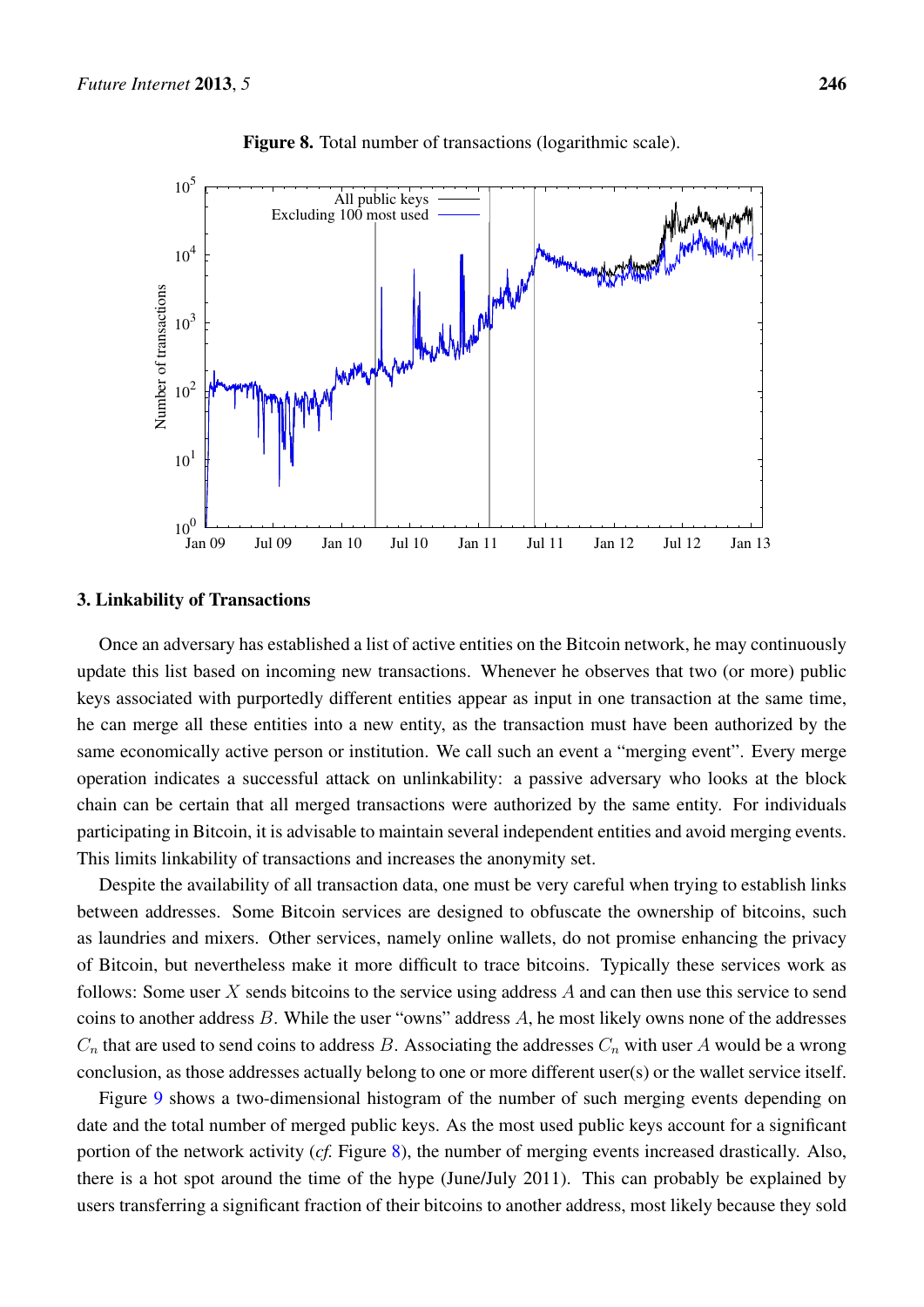**Figure 8.** Total number of transactions (logarithmic scale).

## 3. Linkability of Transactions

Once an adversary has established a list of active entities on the Bitcoin network, he may continuously update this list based on incoming new transactions. Whenever he observes that two (or more) public keys associated with purportedly different entities appear as input in one transaction at the same time, he can merge all these entities into a new entity, as the transaction must have been authorized by the same economically active person or institution. We call such an event a "merging event". Every merge operation indicates a successful attack on unlinkability: a passive adversary who looks at the block chain can be certain that all merged transactions were authorized by the same entity. For individuals participating in Bitcoin, it is advisable to maintain several independent entities and avoid merging events. This limits linkability of transactions and increases the anonymity set.

Despite the availability of all transaction data, one must be very careful when trying to establish links between addresses. Some Bitcoin services are designed to obfuscate the ownership of bitcoins, such as laundries and mixers. Other services, namely online wallets, do not promise enhancing the privacy of Bitcoin, but nevertheless make it more difficult to trace bitcoins. Typically these services work as follows: Some user $X$ sends bitcoins to the service using address $A$ and can then use this service to send coins to another address $B$. While the user "owns" address $A$, he most likely owns none of the addresses $C_n$ that are used to send coins to address $B$. Associating the addresses $C_n$ with user $A$ would be a wrong conclusion, as those addresses actually belong to one or more different user(s) or the wallet service itself.

Figure 9 shows a two-dimensional histogram of the number of such merging events depending on date and the total number of merged public keys. As the most used public keys account for a significant portion of the network activity (*cf.* Figure 8), the number of merging events increased drastically. Also, there is a hot spot around the time of the hype (June/July 2011). This can probably be explained by users transferring a significant fraction of their bitcoins to another address, most likely because they sold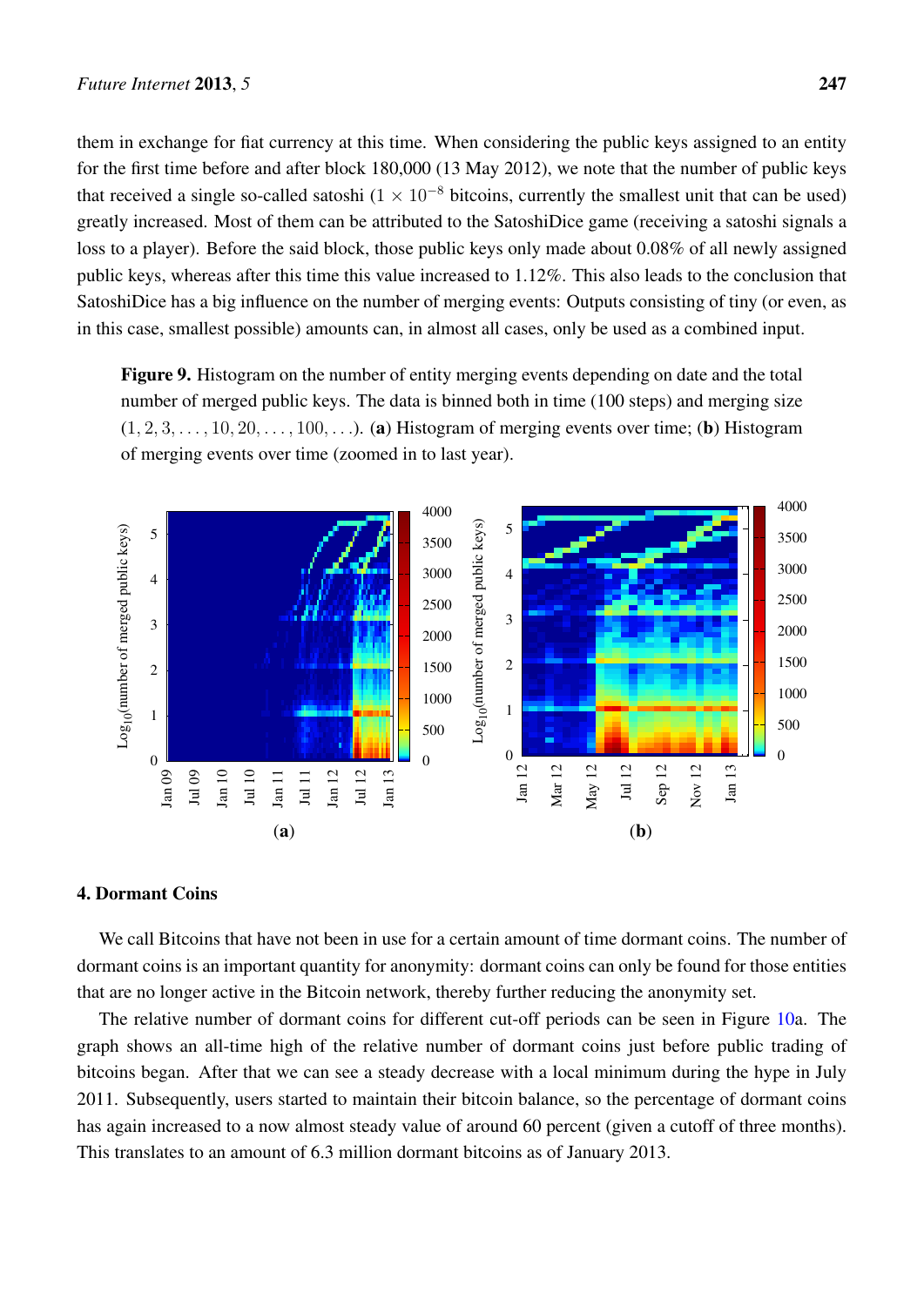them in exchange for fiat currency at this time. When considering the public keys assigned to an entity for the first time before and after block 180,000 (13 May 2012), we note that the number of public keys that received a single so-called satoshi ($1 \times 10^{-8}$ bitcoins, currently the smallest unit that can be used) greatly increased. Most of them can be attributed to the SatoshiDice game (receiving a satoshi signals a loss to a player). Before the said block, those public keys only made about 0.08% of all newly assigned public keys, whereas after this time this value increased to 1.12%. This also leads to the conclusion that SatoshiDice has a big influence on the number of merging events: Outputs consisting of tiny (or even, as in this case, smallest possible) amounts can, in almost all cases, only be used as a combined input.

**Figure 9.** Histogram on the number of entity merging events depending on date and the total number of merged public keys. The data is binned both in time (100 steps) and merging size $(1, 2, 3, \ldots, 10, 20, \ldots, 100, \ldots)$. (**a**) Histogram of merging events over time; (**b**) Histogram of merging events over time (zoomed in to last year).

## 4. Dormant Coins

We call Bitcoins that have not been in use for a certain amount of time dormant coins. The number of dormant coins is an important quantity for anonymity: dormant coins can only be found for those entities that are no longer active in the Bitcoin network, thereby further reducing the anonymity set.

The relative number of dormant coins for different cut-off periods can be seen in Figure 10a. The graph shows an all-time high of the relative number of dormant coins just before public trading of bitcoins began. After that we can see a steady decrease with a local minimum during the hype in July 2011. Subsequently, users started to maintain their bitcoin balance, so the percentage of dormant coins has again increased to a now almost steady value of around 60 percent (given a cutoff of three months). This translates to an amount of 6.3 million dormant bitcoins as of January 2013.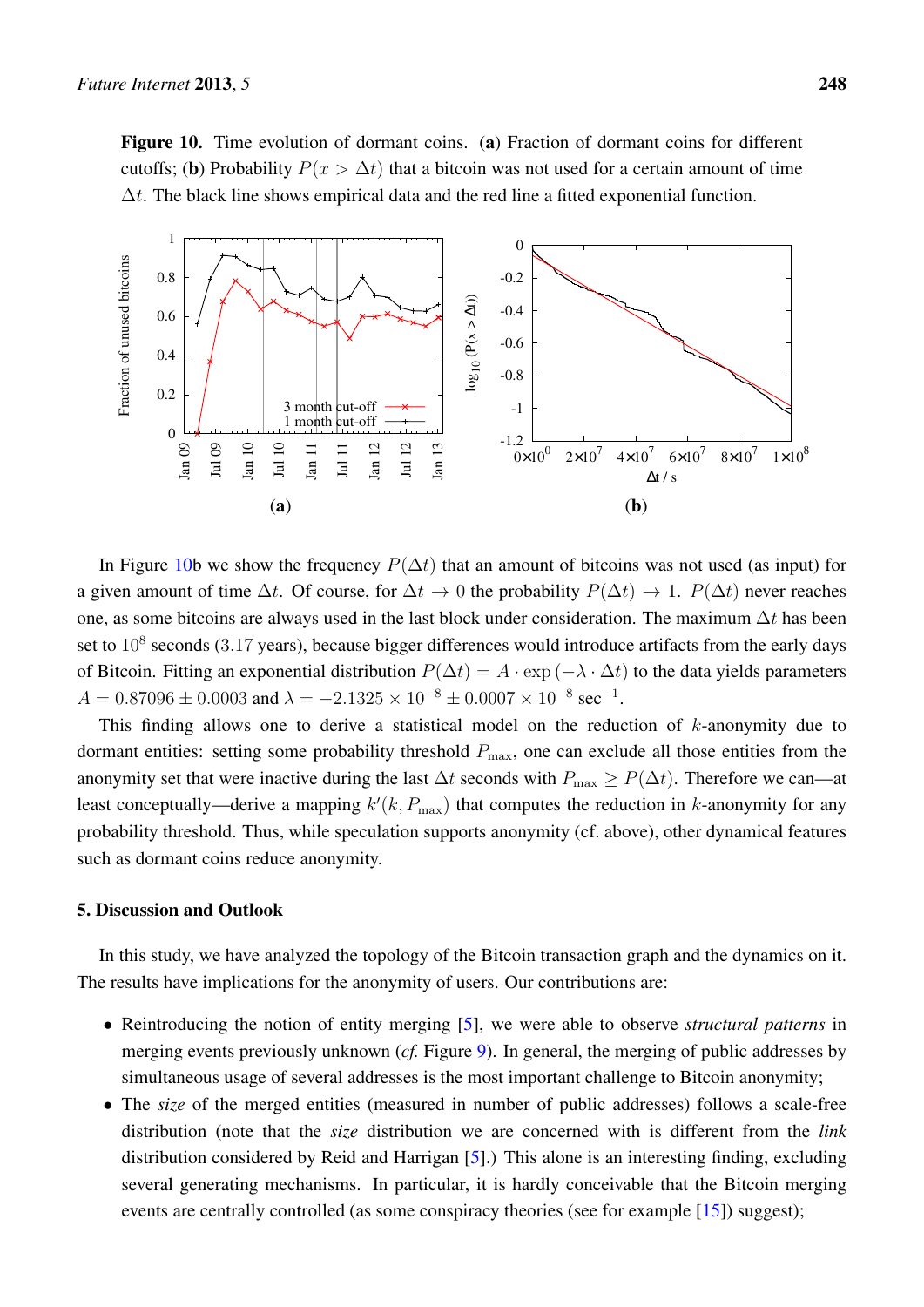**Figure 10.** Time evolution of dormant coins. (**a**) Fraction of dormant coins for different cutoffs; (**b**) Probability $P(x > \Delta t)$ that a bitcoin was not used for a certain amount of time $\Delta t$. The black line shows empirical data and the red line a fitted exponential function.

In Figure 10b we show the frequency $P(\Delta t)$ that an amount of bitcoins was not used (as input) for a given amount of time $\Delta t$. Of course, for $\Delta t \to 0$ the probability $P(\Delta t) \to 1$. $P(\Delta t)$ never reaches one, as some bitcoins are always used in the last block under consideration. The maximum $\Delta t$ has been set to $10^8$ seconds (3.17 years), because bigger differences would introduce artifacts from the early days of Bitcoin. Fitting an exponential distribution $P(\Delta t) = A \cdot \exp(-\lambda \cdot \Delta t)$ to the data yields parameters $A = 0.87096 \pm 0.0003$ and $\lambda = -2.1325 \times 10^{-8} \pm 0.0007 \times 10^{-8}$ $\text{sec}^{-1}$.

This finding allows one to derive a statistical model on the reduction of $k$-anonymity due to dormant entities: setting some probability threshold $P_{\max}$, one can exclude all those entities from the anonymity set that were inactive during the last $\Delta t$ seconds with $P_{\max} \geq P(\Delta t)$. Therefore we can—at least conceptually—derive a mapping $k'(k, P_{\max})$ that computes the reduction in $k$-anonymity for any probability threshold. Thus, while speculation supports anonymity (cf. above), other dynamical features such as dormant coins reduce anonymity.

## 5. Discussion and Outlook

In this study, we have analyzed the topology of the Bitcoin transaction graph and the dynamics on it. The results have implications for the anonymity of users. Our contributions are:

- Reintroducing the notion of entity merging [5], we were able to observe *structural patterns* in merging events previously unknown (*cf.* Figure 9). In general, the merging of public addresses by simultaneous usage of several addresses is the most important challenge to Bitcoin anonymity;
- The *size* of the merged entities (measured in number of public addresses) follows a scale-free distribution (note that the *size* distribution we are concerned with is different from the *link* distribution considered by Reid and Harrigan [5].) This alone is an interesting finding, excluding several generating mechanisms. In particular, it is hardly conceivable that the Bitcoin merging events are centrally controlled (as some conspiracy theories (see for example [15]) suggest);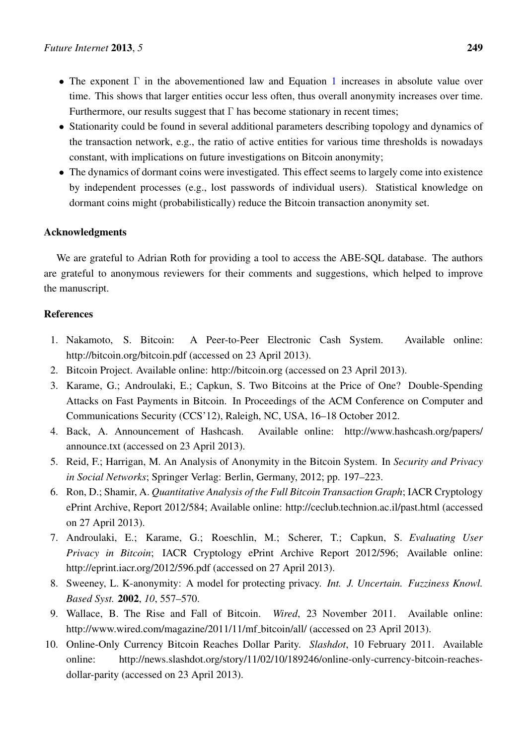- The exponent $\Gamma$ in the abovementioned law and Equation 1 increases in absolute value over time. This shows that larger entities occur less often, thus overall anonymity increases over time. Furthermore, our results suggest that $\Gamma$ has become stationary in recent times;
- Stationarity could be found in several additional parameters describing topology and dynamics of the transaction network, e.g., the ratio of active entities for various time thresholds is nowadays constant, with implications on future investigations on Bitcoin anonymity;
- The dynamics of dormant coins were investigated. This effect seems to largely come into existence by independent processes (e.g., lost passwords of individual users). Statistical knowledge on dormant coins might (probabilistically) reduce the Bitcoin transaction anonymity set.

## Acknowledgments

We are grateful to Adrian Roth for providing a tool to access the ABE-SQL database. The authors are grateful to anonymous reviewers for their comments and suggestions, which helped to improve the manuscript.

## References

1. Nakamoto, S. Bitcoin: A Peer-to-Peer Electronic Cash System. Available online: http://bitcoin.org/bitcoin.pdf (accessed on 23 April 2013).
2. Bitcoin Project. Available online: http://bitcoin.org (accessed on 23 April 2013).
3. Karame, G.; Androulaki, E.; Capkun, S. Two Bitcoins at the Price of One? Double-Spending Attacks on Fast Payments in Bitcoin. In Proceedings of the ACM Conference on Computer and Communications Security (CCS'12), Raleigh, NC, USA, 16–18 October 2012.
4. Back, A. Announcement of Hashcash. Available online: http://www.hashcash.org/papers/announce.txt (accessed on 23 April 2013).
5. Reid, F.; Harrigan, M. An Analysis of Anonymity in the Bitcoin System. In *Security and Privacy in Social Networks*; Springer Verlag: Berlin, Germany, 2012; pp. 197–223.
6. Ron, D.; Shamir, A. *Quantitative Analysis of the Full Bitcoin Transaction Graph*; IACR Cryptology ePrint Archive, Report 2012/584; Available online: http://ceclub.technion.ac.il/past.html (accessed on 27 April 2013).
7. Androulaki, E.; Karame, G.; Roeschlin, M.; Scherer, T.; Capkun, S. *Evaluating User Privacy in Bitcoin*; IACR Cryptology ePrint Archive Report 2012/596; Available online: http://eprint.iacr.org/2012/596.pdf (accessed on 27 April 2013).
8. Sweeney, L. K-anonymity: A model for protecting privacy. *Int. J. Uncertain. Fuzziness Knowl. Based Syst.* **2002**, *10*, 557–570.
9. Wallace, B. The Rise and Fall of Bitcoin. *Wired*, 23 November 2011. Available online: http://www.wired.com/magazine/2011/11/mf_bitcoin/all/ (accessed on 23 April 2013).
10. Online-Only Currency Bitcoin Reaches Dollar Parity. *Slashdot*, 10 February 2011. Available online: http://news.slashdot.org/story/11/02/10/189246/online-only-currency-bitcoin-reaches-dollar-parity (accessed on 23 April 2013).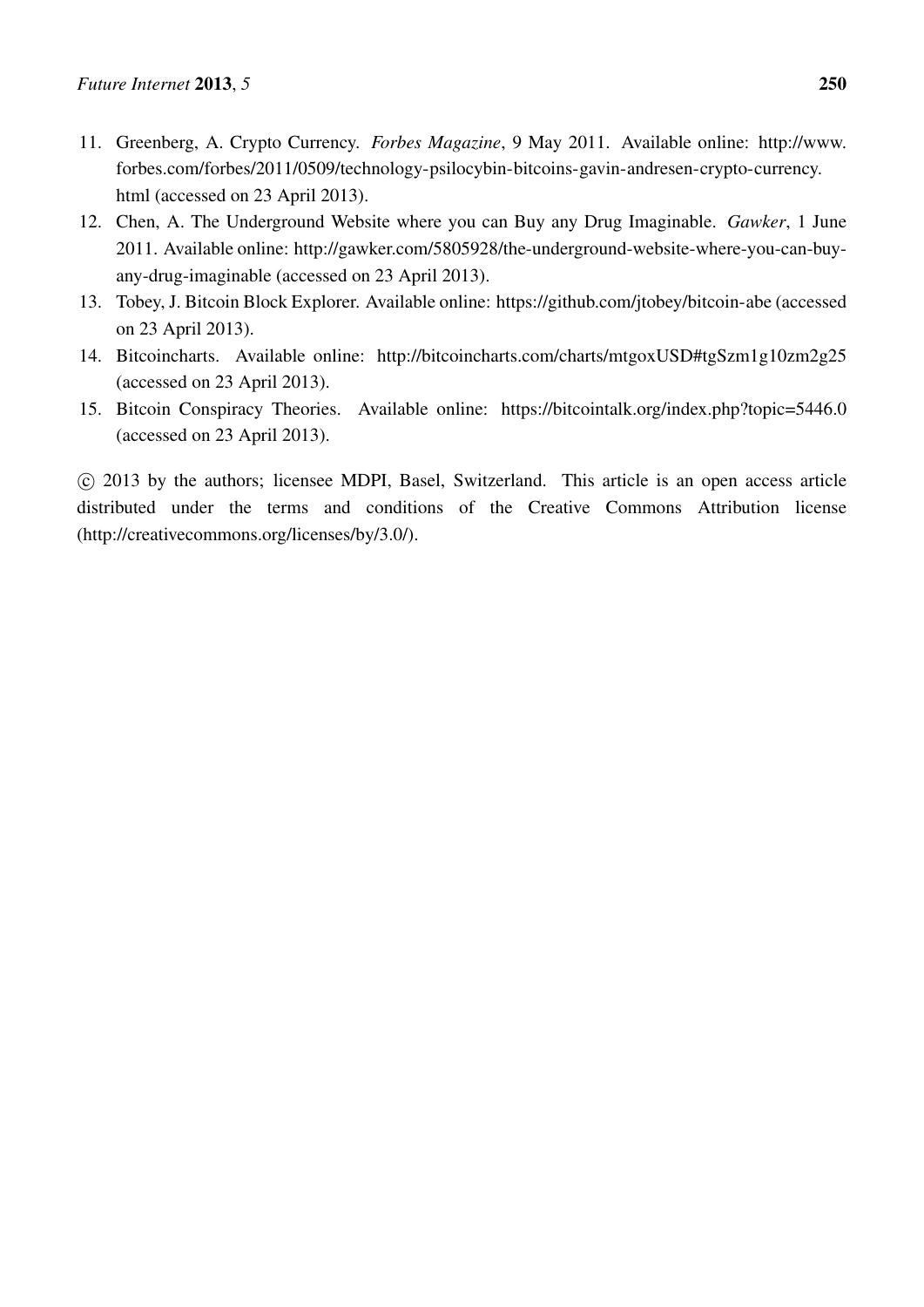11. Greenberg, A. Crypto Currency. *Forbes Magazine*, 9 May 2011. Available online: http://www.forbes.com/forbes/2011/0509/technology-psilocybin-bitcoins-gavin-andresen-crypto-currency.html (accessed on 23 April 2013).
12. Chen, A. The Underground Website where you can Buy any Drug Imaginable. *Gawker*, 1 June 2011. Available online: http://gawker.com/5805928/the-underground-website-where-you-can-buy-any-drug-imaginable (accessed on 23 April 2013).
13. Tobey, J. Bitcoin Block Explorer. Available online: https://github.com/jtobey/bitcoin-abe (accessed on 23 April 2013).
14. Bitcoincharts. Available online: http://bitcoincharts.com/charts/mtgoxUSD#tgSzm1g10zm2g25 (accessed on 23 April 2013).
15. Bitcoin Conspiracy Theories. Available online: https://bitcointalk.org/index.php?topic=5446.0 (accessed on 23 April 2013).

© 2013 by the authors; licensee MDPI, Basel, Switzerland. This article is an open access article distributed under the terms and conditions of the Creative Commons Attribution license (http://creativecommons.org/licenses/by/3.0/).